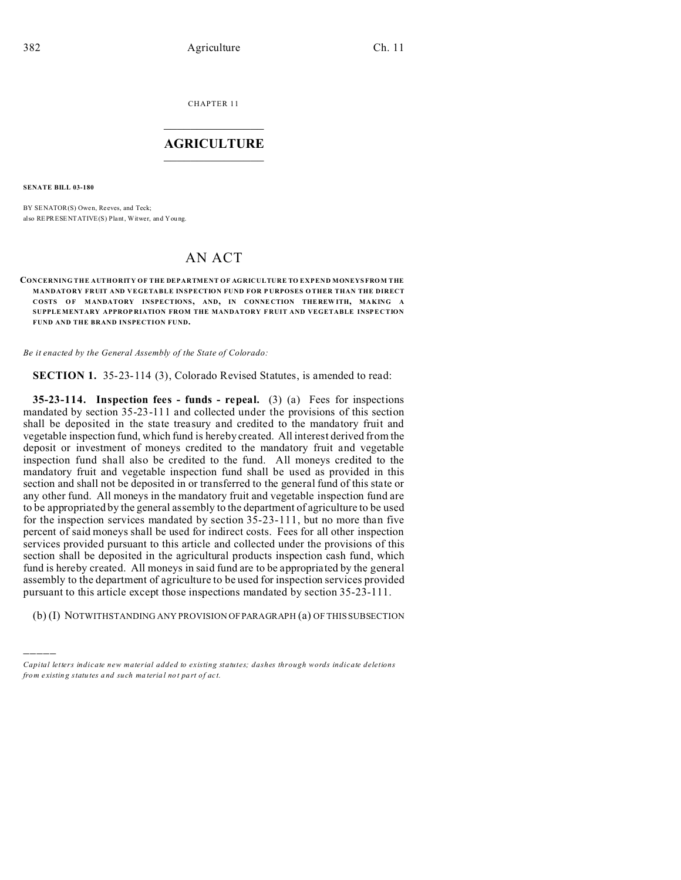CHAPTER 11

# AGRICULTURE

**SENATE BILL 03-180**

BY SENATOR(S) Owen, Reeves, and Teck;
also REPRESENTATIVE(S) Plant, Witwer, and Young.

# AN ACT

**CONCERNING THE AUTHORITY OF THE DEPARTMENT OF AGRICULTURE TO EXPEND MONEYS FROM THE MANDATORY FRUIT AND VEGETABLE INSPECTION FUND FOR PURPOSES OTHER THAN THE DIRECT COSTS OF MANDATORY INSPECTIONS, AND, IN CONNECTION THEREWITH, MAKING A SUPPLEMENTARY APPROPRIATION FROM THE MANDATORY FRUIT AND VEGETABLE INSPECTION FUND AND THE BRAND INSPECTION FUND.**

*Be it enacted by the General Assembly of the State of Colorado:*

**SECTION 1.** 35-23-114 (3), Colorado Revised Statutes, is amended to read:

**35-23-114. Inspection fees - funds - repeal.** (3) (a) Fees for inspections mandated by section 35-23-111 and collected under the provisions of this section shall be deposited in the state treasury and credited to the mandatory fruit and vegetable inspection fund, which fund is hereby created. All interest derived from the deposit or investment of moneys credited to the mandatory fruit and vegetable inspection fund shall also be credited to the fund. All moneys credited to the mandatory fruit and vegetable inspection fund shall be used as provided in this section and shall not be deposited in or transferred to the general fund of this state or any other fund. All moneys in the mandatory fruit and vegetable inspection fund are to be appropriated by the general assembly to the department of agriculture to be used for the inspection services mandated by section 35-23-111, but no more than five percent of said moneys shall be used for indirect costs. Fees for all other inspection services provided pursuant to this article and collected under the provisions of this section shall be deposited in the agricultural products inspection cash fund, which fund is hereby created. All moneys in said fund are to be appropriated by the general assembly to the department of agriculture to be used for inspection services provided pursuant to this article except those inspections mandated by section 35-23-111.

(b) (I) NOTWITHSTANDING ANY PROVISION OF PARAGRAPH (a) OF THIS SUBSECTION

---

*Capital letters indicate new material added to existing statutes; dashes through words indicate deletions from existing statutes and such material not part of act.*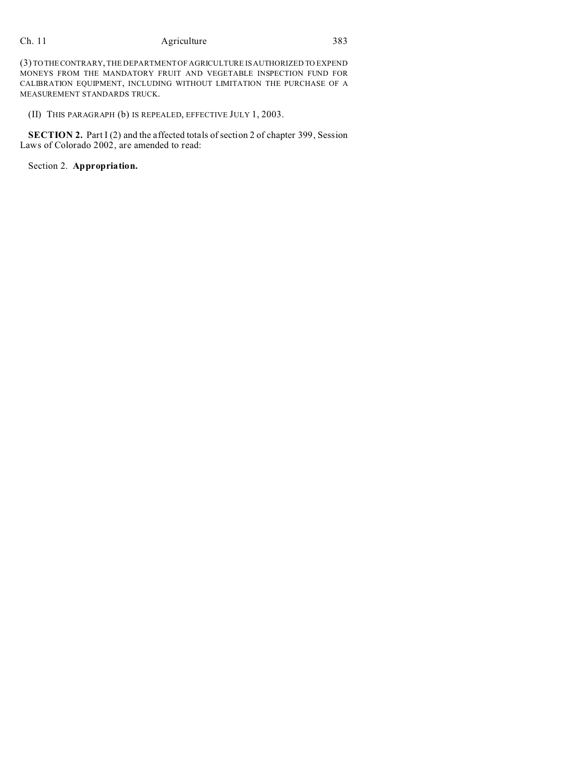(3) TO THE CONTRARY, THE DEPARTMENT OF AGRICULTURE IS AUTHORIZED TO EXPEND MONEYS FROM THE MANDATORY FRUIT AND VEGETABLE INSPECTION FUND FOR CALIBRATION EQUIPMENT, INCLUDING WITHOUT LIMITATION THE PURCHASE OF A MEASUREMENT STANDARDS TRUCK.

(II) THIS PARAGRAPH (b) IS REPEALED, EFFECTIVE JULY 1, 2003.

**SECTION 2.** Part I (2) and the affected totals of section 2 of chapter 399, Session Laws of Colorado 2002, are amended to read:

Section 2. **Appropriation.**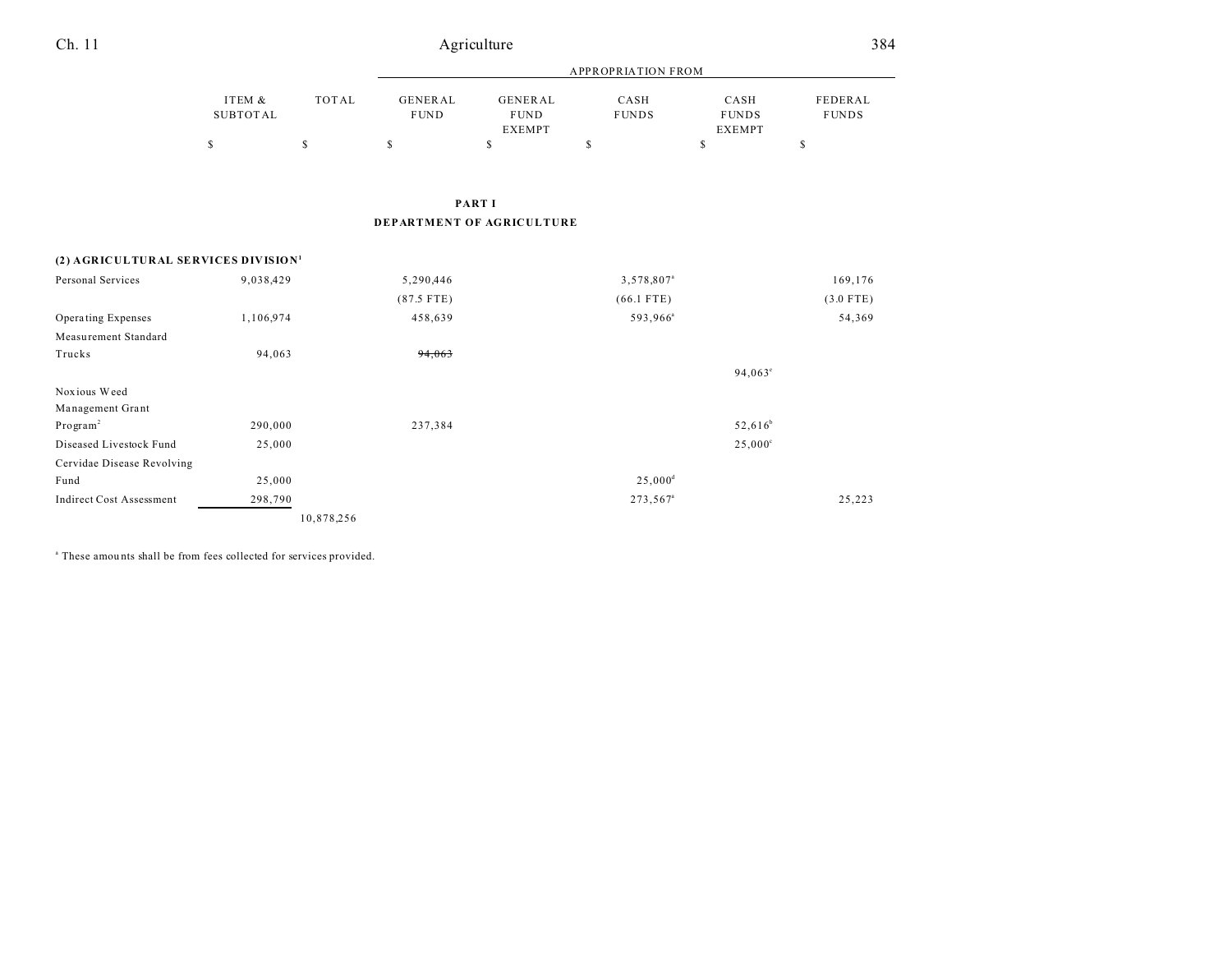| | ITEM & SUBTOTAL | TOTAL | APPROPRIATION FROM GENERAL FUND | GENERAL FUND EXEMPT | CASH FUNDS | CASH FUNDS EXEMPT | FEDERAL FUNDS |
|---|---|---|---|---|---|---|---|
| | $ | $ | $ | $ | $ | $ | $ |

## PART I
## DEPARTMENT OF AGRICULTURE

| | ITEM & SUBTOTAL | TOTAL | GENERAL FUND | GENERAL FUND EXEMPT | CASH FUNDS | CASH FUNDS EXEMPT | FEDERAL FUNDS |
|---|---|---|---|---|---|---|---|
| **(2) AGRICULTURAL SERVICES DIVISION**[1] | | | | | | | |
| Personal Services | 9,038,429 | | 5,290,446 | | 3,578,807[a] | | 169,176 |
| | | | (87.5 FTE) | | (66.1 FTE) | | (3.0 FTE) |
| Operating Expenses | 1,106,974 | | 458,639 | | 593,966[a] | | 54,369 |
| Measurement Standard Trucks | 94,063 | | ~~94,063~~ | | | | |
| | | | | | | 94,063[e] | |
| Noxious Weed Management Grant Program[2] | 290,000 | | 237,384 | | | 52,616[b] | |
| Diseased Livestock Fund | 25,000 | | | | | 25,000[c] | |
| Cervidae Disease Revolving Fund | 25,000 | | | | 25,000[d] | | |
| Indirect Cost Assessment | 298,790 | | | | 273,567[a] | | 25,223 |
| | | 10,878,256 | | | | | |

[a] These amounts shall be from fees collected for services provided.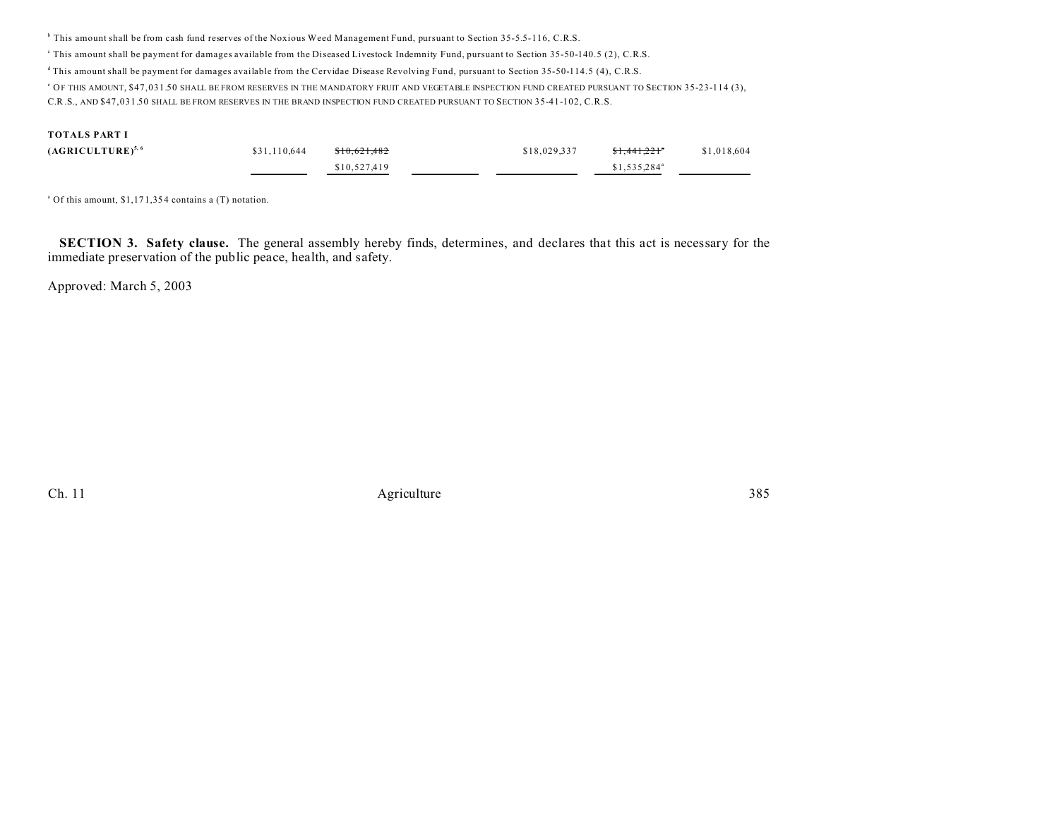[b] This amount shall be from cash fund reserves of the Noxious Weed Management Fund, pursuant to Section 35-5.5-116, C.R.S.

[c] This amount shall be payment for damages available from the Diseased Livestock Indemnity Fund, pursuant to Section 35-50-140.5 (2), C.R.S.

[d] This amount shall be payment for damages available from the Cervidae Disease Revolving Fund, pursuant to Section 35-50-114.5 (4), C.R.S.

[e] OF THIS AMOUNT, $47,031.50 SHALL BE FROM RESERVES IN THE MANDATORY FRUIT AND VEGETABLE INSPECTION FUND CREATED PURSUANT TO SECTION 35-23-114 (3), C.R.S., AND $47,031.50 SHALL BE FROM RESERVES IN THE BRAND INSPECTION FUND CREATED PURSUANT TO SECTION 35-41-102, C.R.S.

| | | | | | | |
|---|---|---|---|---|---|---|
| **TOTALS PART I** | | | | | | |
| **(AGRICULTURE)**[5, 6] | $31,110,644 | ~~$10,621,482~~ | | $18,029,337 | ~~$1,441,221~~[a] | $1,018,604 |
| | | $10,527,419 | | | $1,535,284[a] | |

[a] Of this amount, $1,171,354 contains a (T) notation.

**SECTION 3. Safety clause.** The general assembly hereby finds, determines, and declares that this act is necessary for the immediate preservation of the public peace, health, and safety.

Approved: March 5, 2003